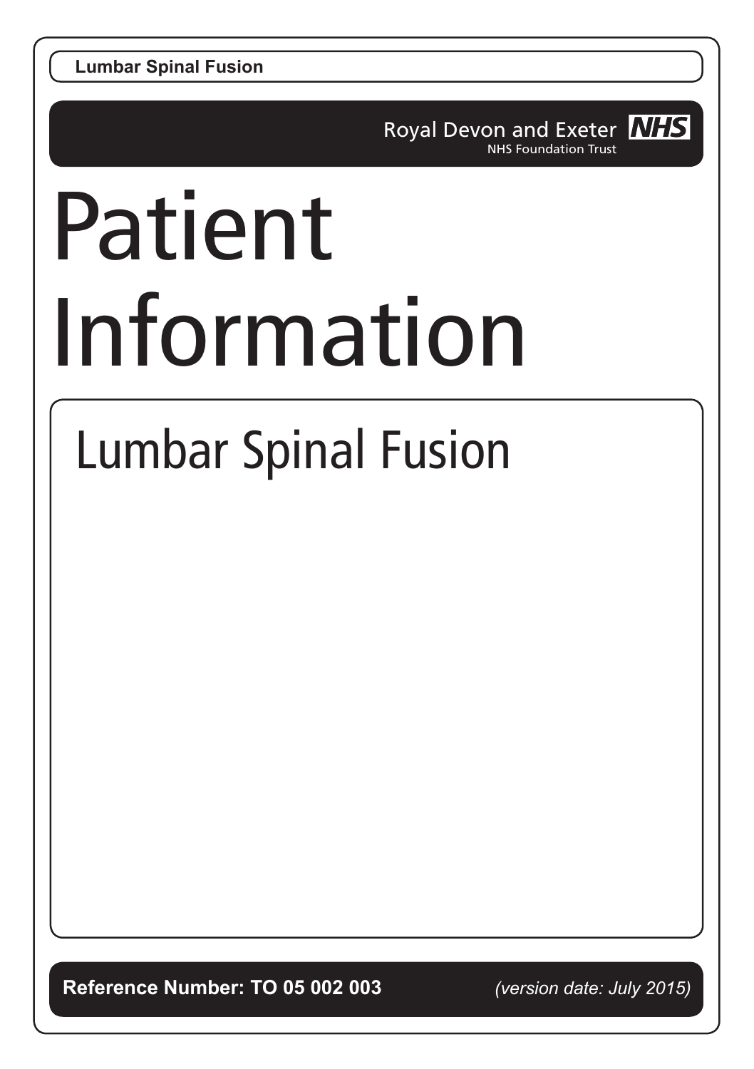Lumbar Spinal Fusion

Royal Devon and Exeter NHS Foundation Trust

# Patient Information

## Lumbar Spinal Fusion

**Reference Number: TO 05 002 003** *(version date: July 2015)*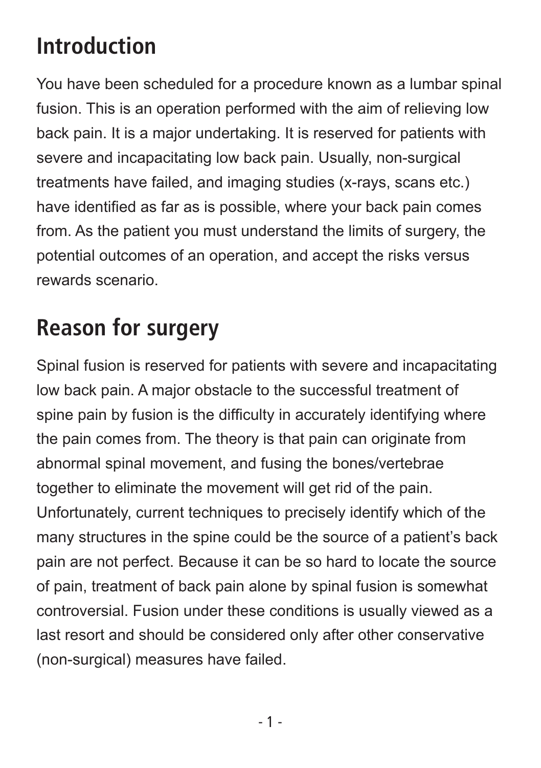## Introduction

You have been scheduled for a procedure known as a lumbar spinal fusion. This is an operation performed with the aim of relieving low back pain. It is a major undertaking. It is reserved for patients with severe and incapacitating low back pain. Usually, non-surgical treatments have failed, and imaging studies (x-rays, scans etc.) have identified as far as is possible, where your back pain comes from. As the patient you must understand the limits of surgery, the potential outcomes of an operation, and accept the risks versus rewards scenario.

## Reason for surgery

Spinal fusion is reserved for patients with severe and incapacitating low back pain. A major obstacle to the successful treatment of spine pain by fusion is the difficulty in accurately identifying where the pain comes from. The theory is that pain can originate from abnormal spinal movement, and fusing the bones/vertebrae together to eliminate the movement will get rid of the pain. Unfortunately, current techniques to precisely identify which of the many structures in the spine could be the source of a patient's back pain are not perfect. Because it can be so hard to locate the source of pain, treatment of back pain alone by spinal fusion is somewhat controversial. Fusion under these conditions is usually viewed as a last resort and should be considered only after other conservative (non-surgical) measures have failed.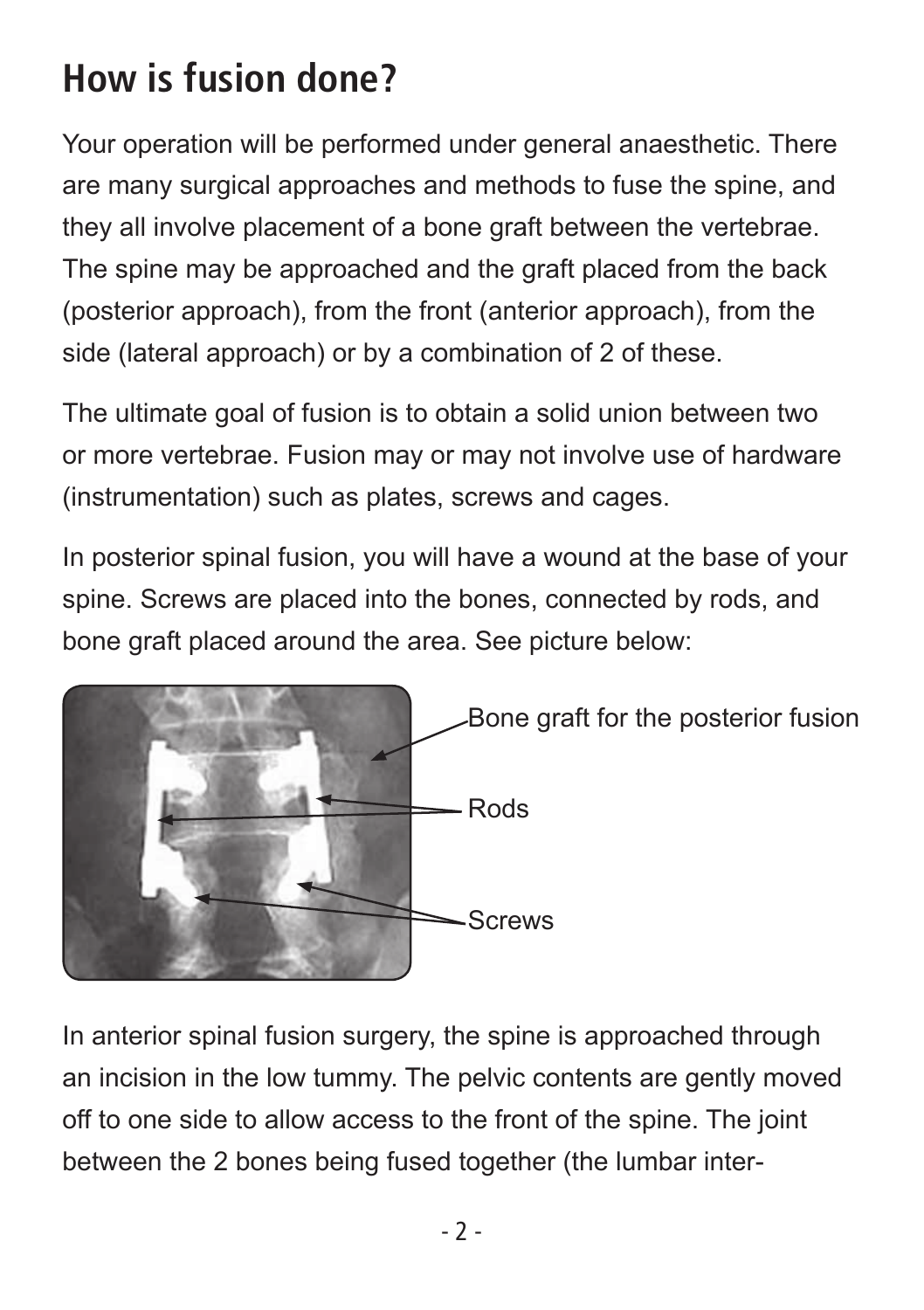## How is fusion done?

Your operation will be performed under general anaesthetic. There are many surgical approaches and methods to fuse the spine, and they all involve placement of a bone graft between the vertebrae. The spine may be approached and the graft placed from the back (posterior approach), from the front (anterior approach), from the side (lateral approach) or by a combination of 2 of these.

The ultimate goal of fusion is to obtain a solid union between two or more vertebrae. Fusion may or may not involve use of hardware (instrumentation) such as plates, screws and cages.

In posterior spinal fusion, you will have a wound at the base of your spine. Screws are placed into the bones, connected by rods, and bone graft placed around the area. See picture below:

Bone graft for the posterior fusion

Rods

Screws

In anterior spinal fusion surgery, the spine is approached through an incision in the low tummy. The pelvic contents are gently moved off to one side to allow access to the front of the spine. The joint between the 2 bones being fused together (the lumbar inter-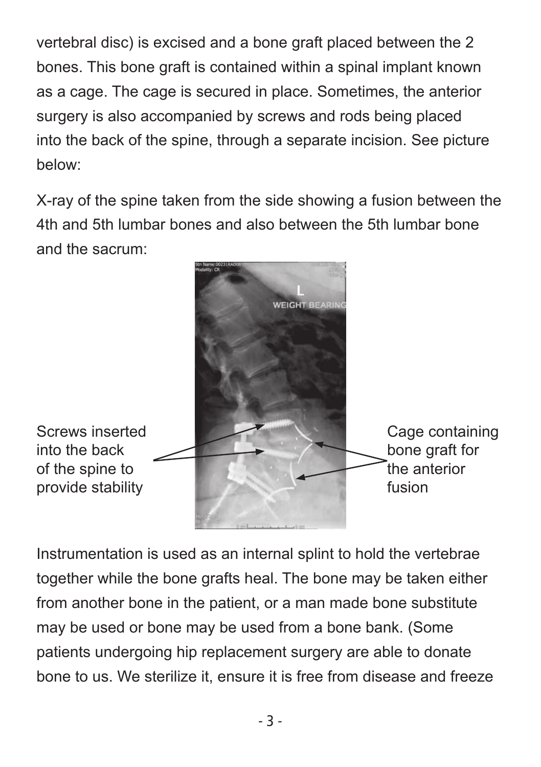vertebral disc) is excised and a bone graft placed between the 2 bones. This bone graft is contained within a spinal implant known as a cage. The cage is secured in place. Sometimes, the anterior surgery is also accompanied by screws and rods being placed into the back of the spine, through a separate incision. See picture below:

X-ray of the spine taken from the side showing a fusion between the 4th and 5th lumbar bones and also between the 5th lumbar bone and the sacrum:

Screws inserted into the back of the spine to provide stability

Cage containing bone graft for the anterior fusion

Instrumentation is used as an internal splint to hold the vertebrae together while the bone grafts heal. The bone may be taken either from another bone in the patient, or a man made bone substitute may be used or bone may be used from a bone bank. (Some patients undergoing hip replacement surgery are able to donate bone to us. We sterilize it, ensure it is free from disease and freeze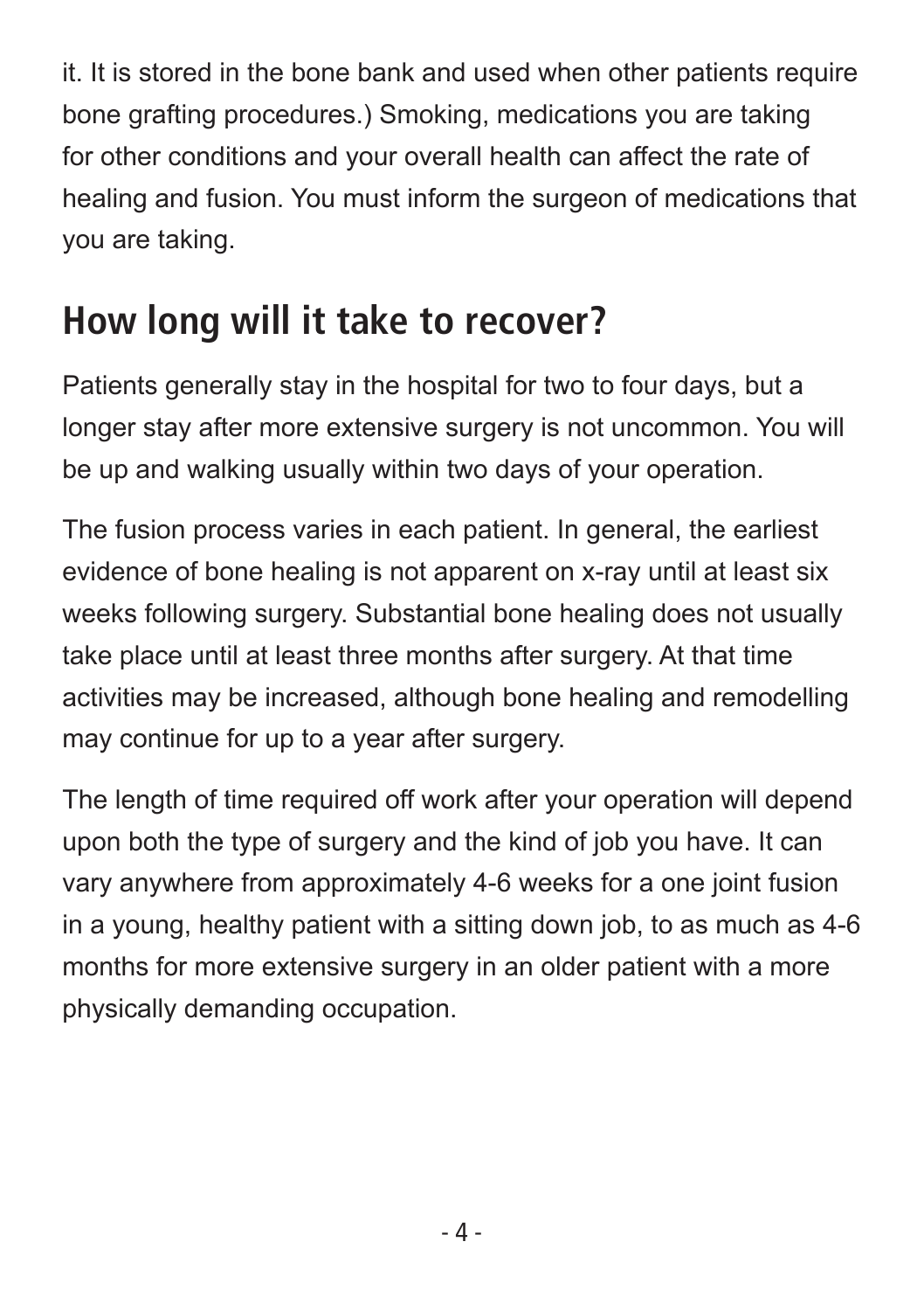it. It is stored in the bone bank and used when other patients require bone grafting procedures.) Smoking, medications you are taking for other conditions and your overall health can affect the rate of healing and fusion. You must inform the surgeon of medications that you are taking.

## How long will it take to recover?

Patients generally stay in the hospital for two to four days, but a longer stay after more extensive surgery is not uncommon. You will be up and walking usually within two days of your operation.

The fusion process varies in each patient. In general, the earliest evidence of bone healing is not apparent on x-ray until at least six weeks following surgery. Substantial bone healing does not usually take place until at least three months after surgery. At that time activities may be increased, although bone healing and remodelling may continue for up to a year after surgery.

The length of time required off work after your operation will depend upon both the type of surgery and the kind of job you have. It can vary anywhere from approximately 4-6 weeks for a one joint fusion in a young, healthy patient with a sitting down job, to as much as 4-6 months for more extensive surgery in an older patient with a more physically demanding occupation.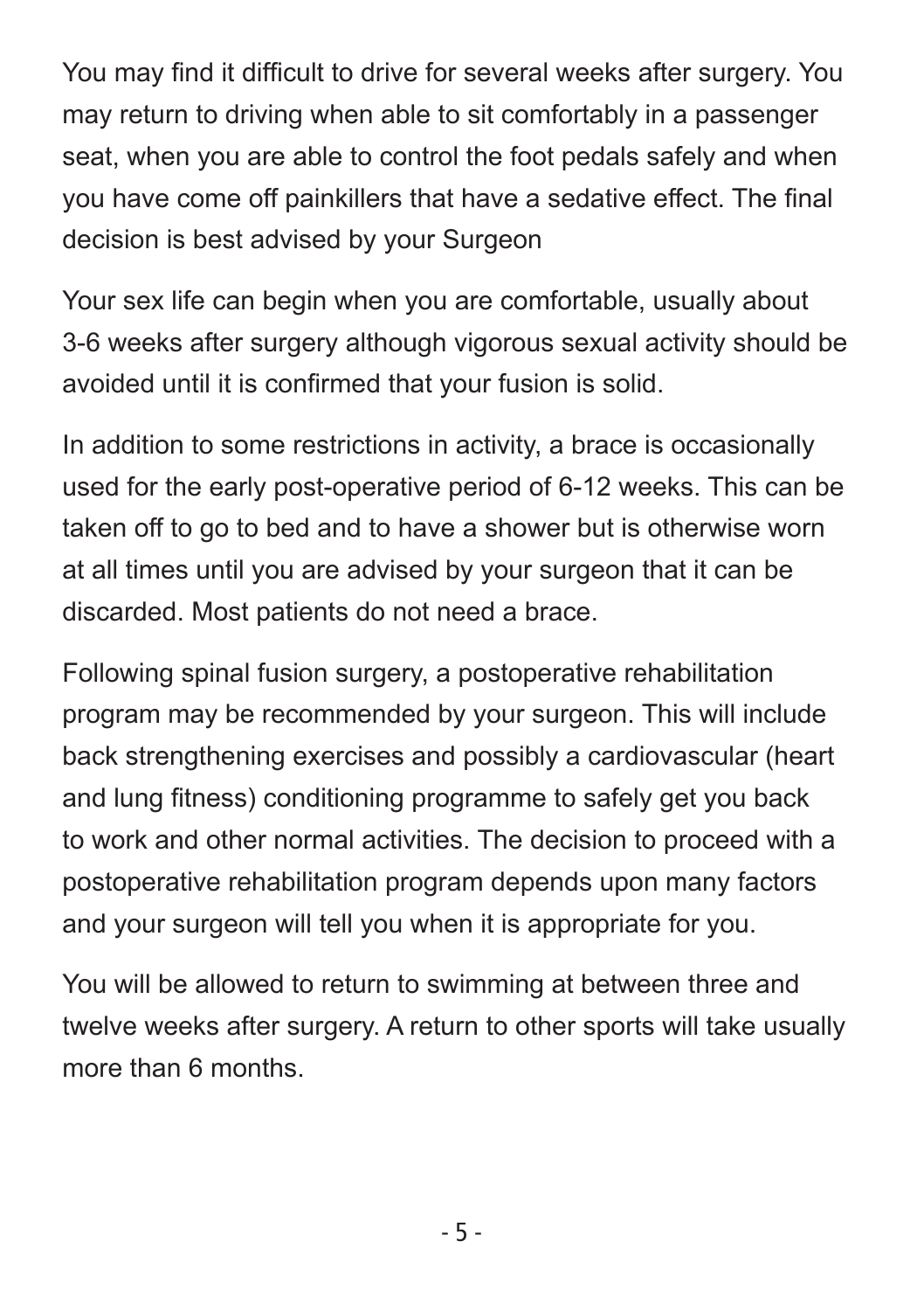You may find it difficult to drive for several weeks after surgery. You may return to driving when able to sit comfortably in a passenger seat, when you are able to control the foot pedals safely and when you have come off painkillers that have a sedative effect. The final decision is best advised by your Surgeon

Your sex life can begin when you are comfortable, usually about 3-6 weeks after surgery although vigorous sexual activity should be avoided until it is confirmed that your fusion is solid.

In addition to some restrictions in activity, a brace is occasionally used for the early post-operative period of 6-12 weeks. This can be taken off to go to bed and to have a shower but is otherwise worn at all times until you are advised by your surgeon that it can be discarded. Most patients do not need a brace.

Following spinal fusion surgery, a postoperative rehabilitation program may be recommended by your surgeon. This will include back strengthening exercises and possibly a cardiovascular (heart and lung fitness) conditioning programme to safely get you back to work and other normal activities. The decision to proceed with a postoperative rehabilitation program depends upon many factors and your surgeon will tell you when it is appropriate for you.

You will be allowed to return to swimming at between three and twelve weeks after surgery. A return to other sports will take usually more than 6 months.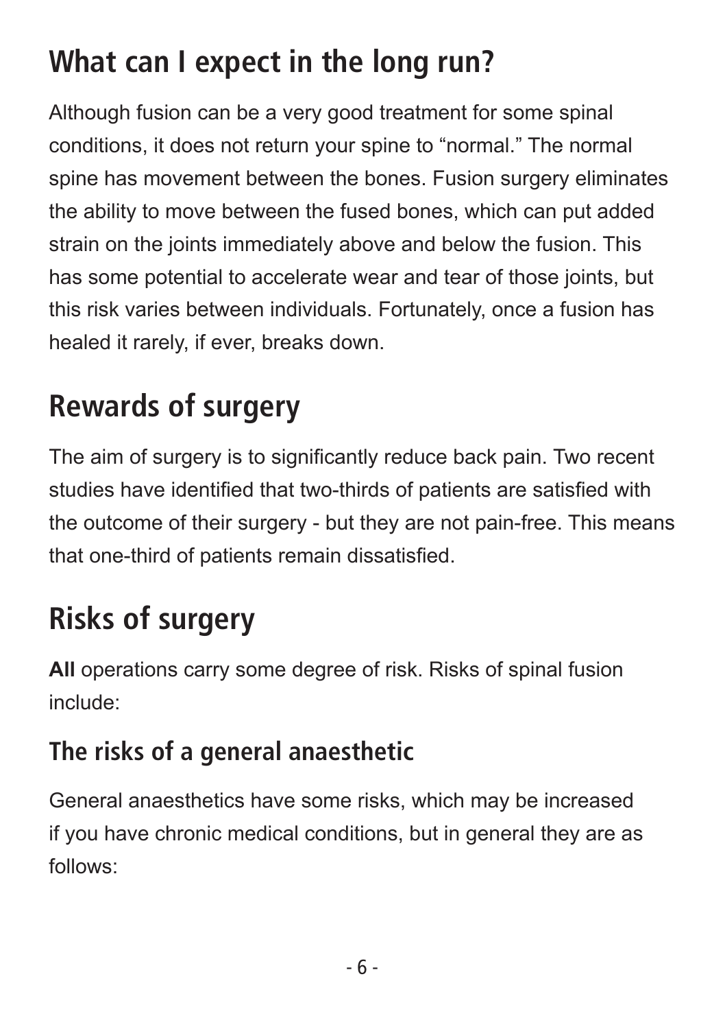## What can I expect in the long run?

Although fusion can be a very good treatment for some spinal conditions, it does not return your spine to "normal." The normal spine has movement between the bones. Fusion surgery eliminates the ability to move between the fused bones, which can put added strain on the joints immediately above and below the fusion. This has some potential to accelerate wear and tear of those joints, but this risk varies between individuals. Fortunately, once a fusion has healed it rarely, if ever, breaks down.

## Rewards of surgery

The aim of surgery is to significantly reduce back pain. Two recent studies have identified that two-thirds of patients are satisfied with the outcome of their surgery - but they are not pain-free. This means that one-third of patients remain dissatisfied.

## Risks of surgery

**All** operations carry some degree of risk. Risks of spinal fusion include:

### The risks of a general anaesthetic

General anaesthetics have some risks, which may be increased if you have chronic medical conditions, but in general they are as follows: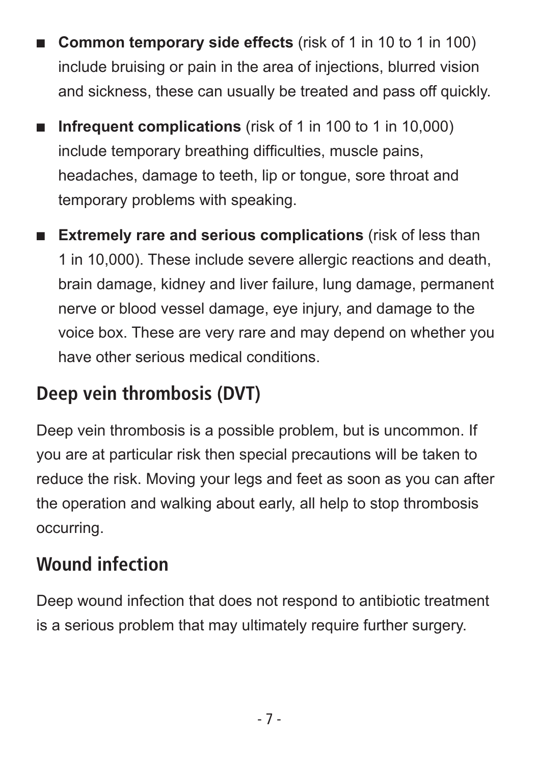- **Common temporary side effects** (risk of 1 in 10 to 1 in 100) include bruising or pain in the area of injections, blurred vision and sickness, these can usually be treated and pass off quickly.
- **Infrequent complications** (risk of 1 in 100 to 1 in 10,000) include temporary breathing difficulties, muscle pains, headaches, damage to teeth, lip or tongue, sore throat and temporary problems with speaking.
- **Extremely rare and serious complications** (risk of less than 1 in 10,000). These include severe allergic reactions and death, brain damage, kidney and liver failure, lung damage, permanent nerve or blood vessel damage, eye injury, and damage to the voice box. These are very rare and may depend on whether you have other serious medical conditions.

## Deep vein thrombosis (DVT)

Deep vein thrombosis is a possible problem, but is uncommon. If you are at particular risk then special precautions will be taken to reduce the risk. Moving your legs and feet as soon as you can after the operation and walking about early, all help to stop thrombosis occurring.

## Wound infection

Deep wound infection that does not respond to antibiotic treatment is a serious problem that may ultimately require further surgery.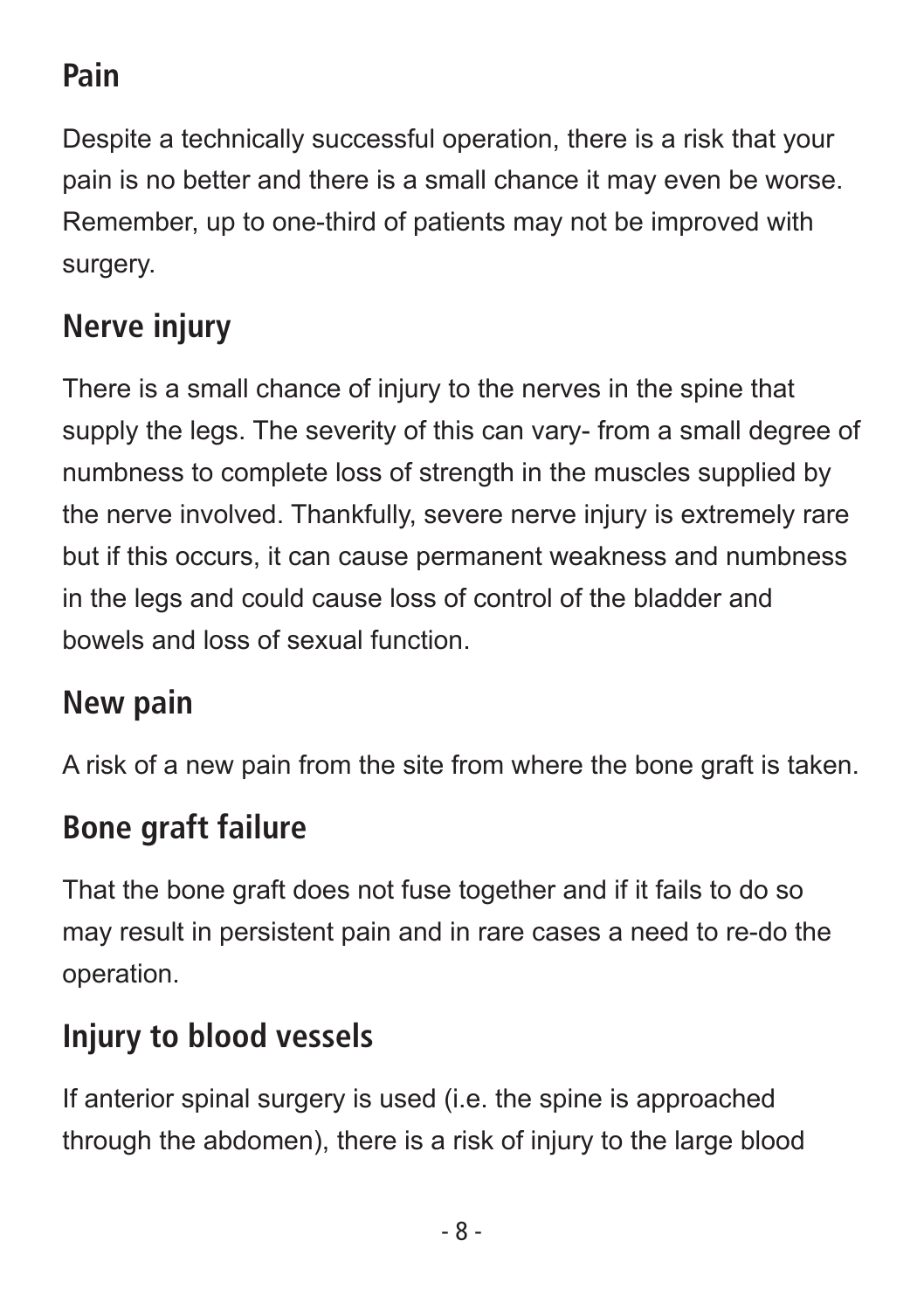## Pain

Despite a technically successful operation, there is a risk that your pain is no better and there is a small chance it may even be worse. Remember, up to one-third of patients may not be improved with surgery.

## Nerve injury

There is a small chance of injury to the nerves in the spine that supply the legs. The severity of this can vary- from a small degree of numbness to complete loss of strength in the muscles supplied by the nerve involved. Thankfully, severe nerve injury is extremely rare but if this occurs, it can cause permanent weakness and numbness in the legs and could cause loss of control of the bladder and bowels and loss of sexual function.

## New pain

A risk of a new pain from the site from where the bone graft is taken.

## Bone graft failure

That the bone graft does not fuse together and if it fails to do so may result in persistent pain and in rare cases a need to re-do the operation.

## Injury to blood vessels

If anterior spinal surgery is used (i.e. the spine is approached through the abdomen), there is a risk of injury to the large blood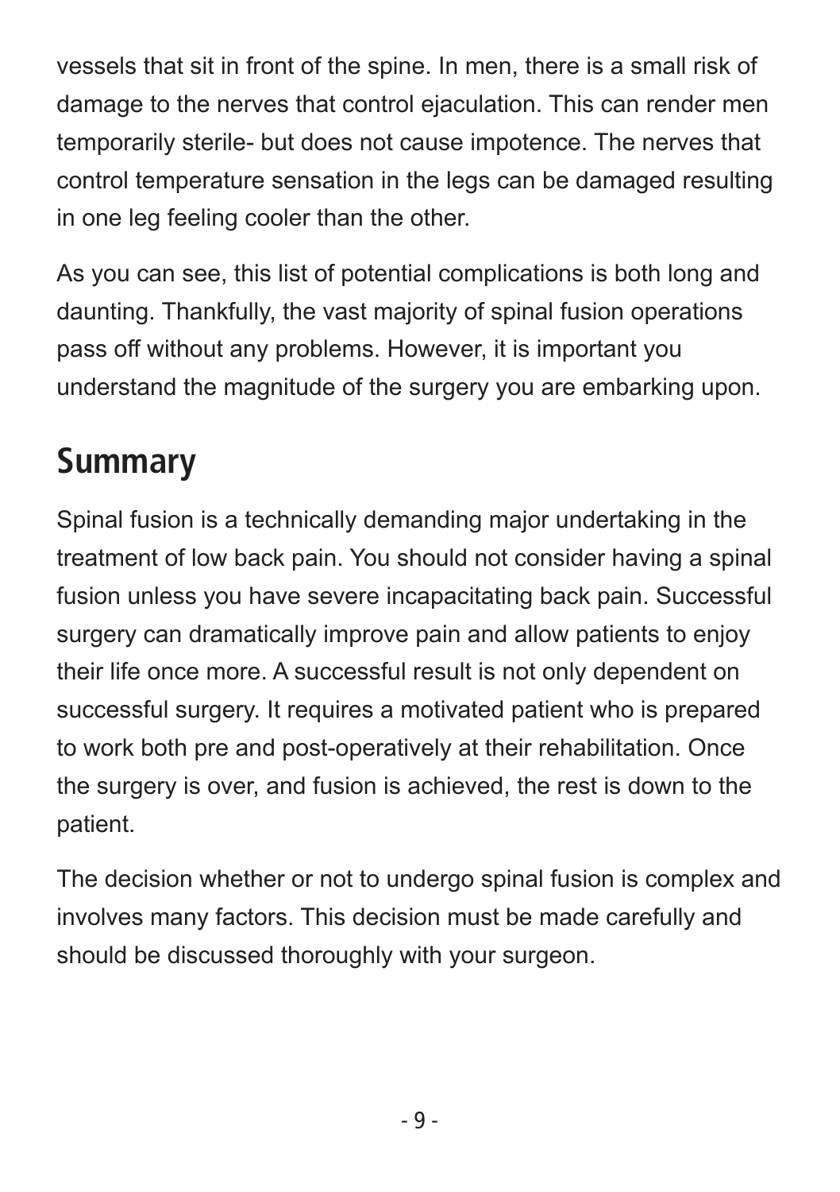vessels that sit in front of the spine. In men, there is a small risk of damage to the nerves that control ejaculation. This can render men temporarily sterile- but does not cause impotence. The nerves that control temperature sensation in the legs can be damaged resulting in one leg feeling cooler than the other.

As you can see, this list of potential complications is both long and daunting. Thankfully, the vast majority of spinal fusion operations pass off without any problems. However, it is important you understand the magnitude of the surgery you are embarking upon.

## Summary

Spinal fusion is a technically demanding major undertaking in the treatment of low back pain. You should not consider having a spinal fusion unless you have severe incapacitating back pain. Successful surgery can dramatically improve pain and allow patients to enjoy their life once more. A successful result is not only dependent on successful surgery. It requires a motivated patient who is prepared to work both pre and post-operatively at their rehabilitation. Once the surgery is over, and fusion is achieved, the rest is down to the patient.

The decision whether or not to undergo spinal fusion is complex and involves many factors. This decision must be made carefully and should be discussed thoroughly with your surgeon.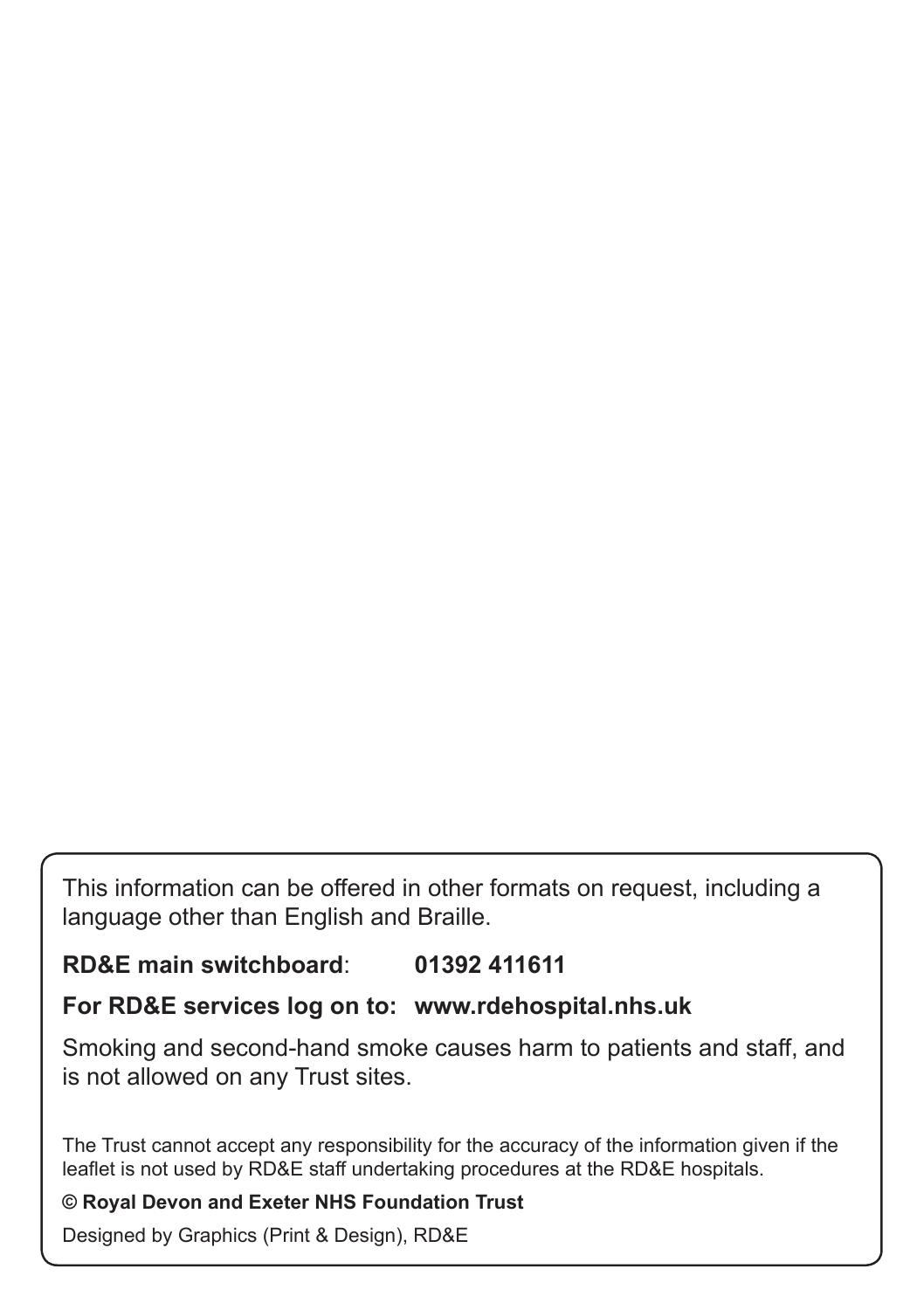This information can be offered in other formats on request, including a language other than English and Braille.

**RD&E main switchboard**: **01392 411611**

**For RD&E services log on to: www.rdehospital.nhs.uk**

Smoking and second-hand smoke causes harm to patients and staff, and is not allowed on any Trust sites.

The Trust cannot accept any responsibility for the accuracy of the information given if the leaflet is not used by RD&E staff undertaking procedures at the RD&E hospitals.

**© Royal Devon and Exeter NHS Foundation Trust**

Designed by Graphics (Print & Design), RD&E